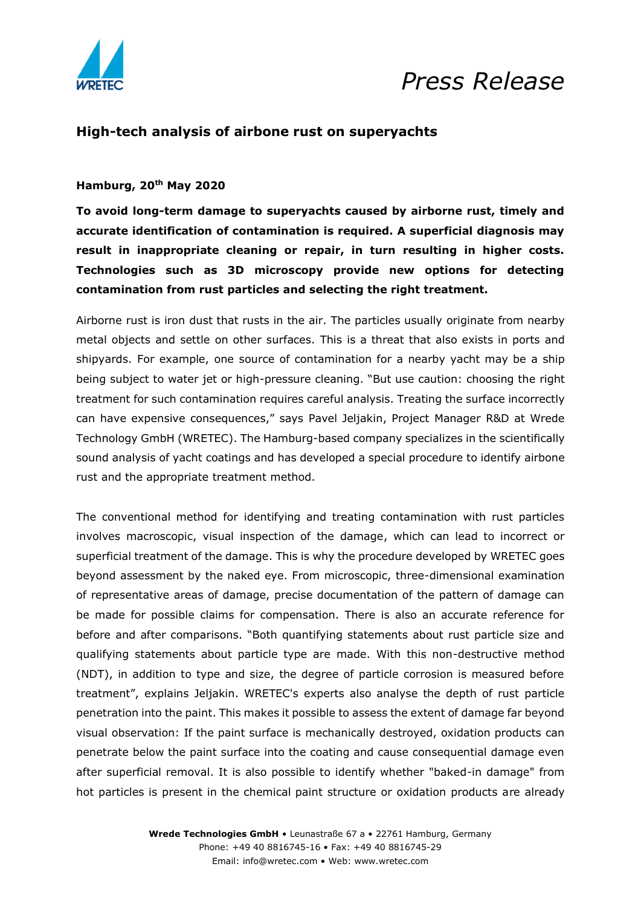*Press Release*

## High-tech analysis of airbone rust on superyachts

**Hamburg, 20th May 2020**

**To avoid long-term damage to superyachts caused by airborne rust, timely and accurate identification of contamination is required. A superficial diagnosis may result in inappropriate cleaning or repair, in turn resulting in higher costs. Technologies such as 3D microscopy provide new options for detecting contamination from rust particles and selecting the right treatment.**

Airborne rust is iron dust that rusts in the air. The particles usually originate from nearby metal objects and settle on other surfaces. This is a threat that also exists in ports and shipyards. For example, one source of contamination for a nearby yacht may be a ship being subject to water jet or high-pressure cleaning. "But use caution: choosing the right treatment for such contamination requires careful analysis. Treating the surface incorrectly can have expensive consequences," says Pavel Jeljakin, Project Manager R&D at Wrede Technology GmbH (WRETEC). The Hamburg-based company specializes in the scientifically sound analysis of yacht coatings and has developed a special procedure to identify airbone rust and the appropriate treatment method.

The conventional method for identifying and treating contamination with rust particles involves macroscopic, visual inspection of the damage, which can lead to incorrect or superficial treatment of the damage. This is why the procedure developed by WRETEC goes beyond assessment by the naked eye. From microscopic, three-dimensional examination of representative areas of damage, precise documentation of the pattern of damage can be made for possible claims for compensation. There is also an accurate reference for before and after comparisons. "Both quantifying statements about rust particle size and qualifying statements about particle type are made. With this non-destructive method (NDT), in addition to type and size, the degree of particle corrosion is measured before treatment", explains Jeljakin. WRETEC's experts also analyse the depth of rust particle penetration into the paint. This makes it possible to assess the extent of damage far beyond visual observation: If the paint surface is mechanically destroyed, oxidation products can penetrate below the paint surface into the coating and cause consequential damage even after superficial removal. It is also possible to identify whether "baked-in damage" from hot particles is present in the chemical paint structure or oxidation products are already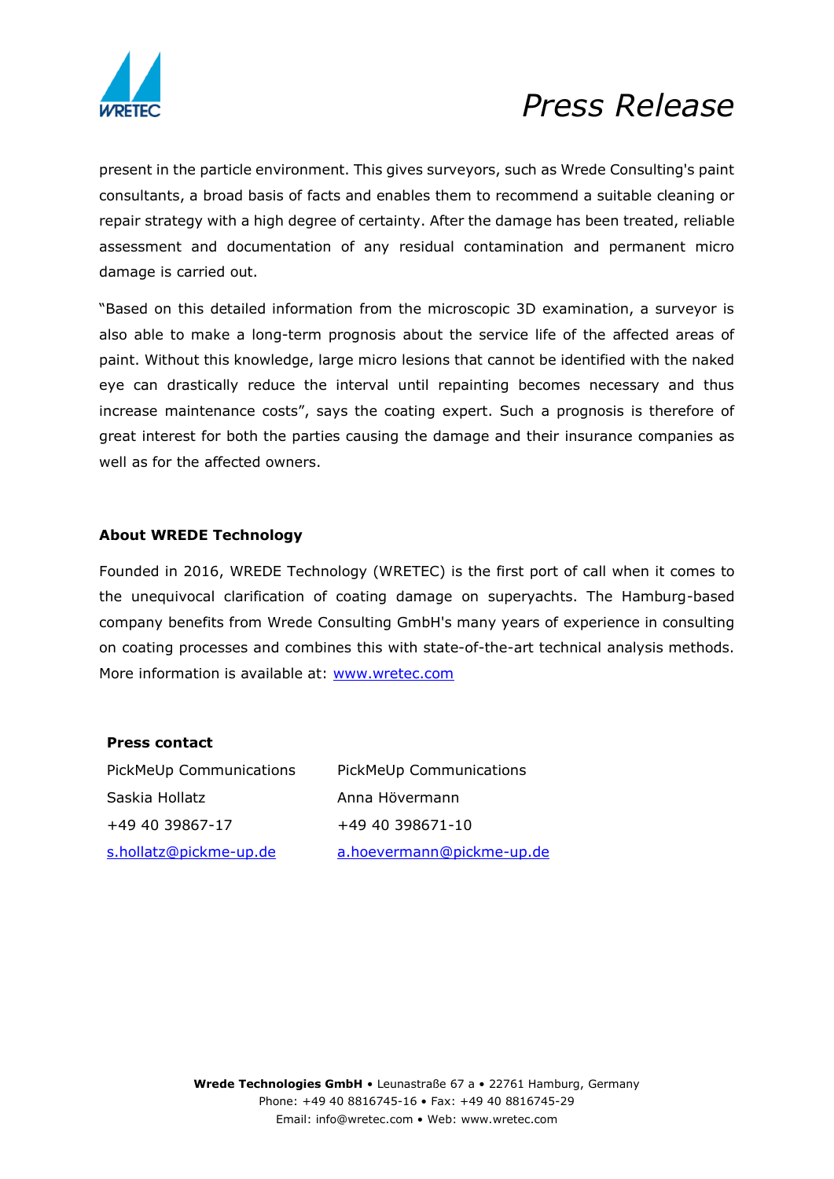present in the particle environment. This gives surveyors, such as Wrede Consulting's paint consultants, a broad basis of facts and enables them to recommend a suitable cleaning or repair strategy with a high degree of certainty. After the damage has been treated, reliable assessment and documentation of any residual contamination and permanent micro damage is carried out.

"Based on this detailed information from the microscopic 3D examination, a surveyor is also able to make a long-term prognosis about the service life of the affected areas of paint. Without this knowledge, large micro lesions that cannot be identified with the naked eye can drastically reduce the interval until repainting becomes necessary and thus increase maintenance costs", says the coating expert. Such a prognosis is therefore of great interest for both the parties causing the damage and their insurance companies as well as for the affected owners.

**About WREDE Technology**

Founded in 2016, WREDE Technology (WRETEC) is the first port of call when it comes to the unequivocal clarification of coating damage on superyachts. The Hamburg-based company benefits from Wrede Consulting GmbH's many years of experience in consulting on coating processes and combines this with state-of-the-art technical analysis methods. More information is available at: www.wretec.com

**Press contact**

| | |
|---|---|
| PickMeUp Communications | PickMeUp Communications |
| Saskia Hollatz | Anna Hövermann |
| +49 40 39867-17 | +49 40 398671-10 |
| s.hollatz@pickme-up.de | a.hoevermann@pickme-up.de |

**Wrede Technologies GmbH** • Leunastraße 67 a • 22761 Hamburg, Germany
Phone: +49 40 8816745-16 • Fax: +49 40 8816745-29
Email: info@wretec.com • Web: www.wretec.com